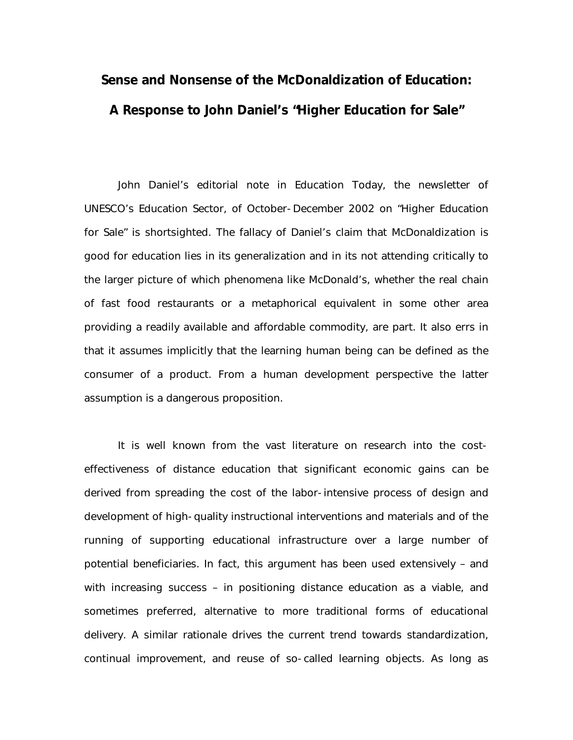# Sense and Nonsense of the McDonaldization of Education: A Response to John Daniel's "Higher Education for Sale"

John Daniel's editorial note in Education Today, the newsletter of UNESCO's Education Sector, of October-December 2002 on "Higher Education for Sale" is shortsighted. The fallacy of Daniel's claim that McDonaldization is good for education lies in its generalization and in its not attending critically to the larger picture of which phenomena like McDonald's, whether the real chain of fast food restaurants or a metaphorical equivalent in some other area providing a readily available and affordable commodity, are part. It also errs in that it assumes implicitly that the learning human being can be defined as the consumer of a product. From a human development perspective the latter assumption is a dangerous proposition.

It is well known from the vast literature on research into the cost-effectiveness of distance education that significant economic gains can be derived from spreading the cost of the labor-intensive process of design and development of high-quality instructional interventions and materials and of the running of supporting educational infrastructure over a large number of potential beneficiaries. In fact, this argument has been used extensively – and with increasing success – in positioning distance education as a viable, and sometimes preferred, alternative to more traditional forms of educational delivery. A similar rationale drives the current trend towards standardization, continual improvement, and reuse of so-called learning objects. As long as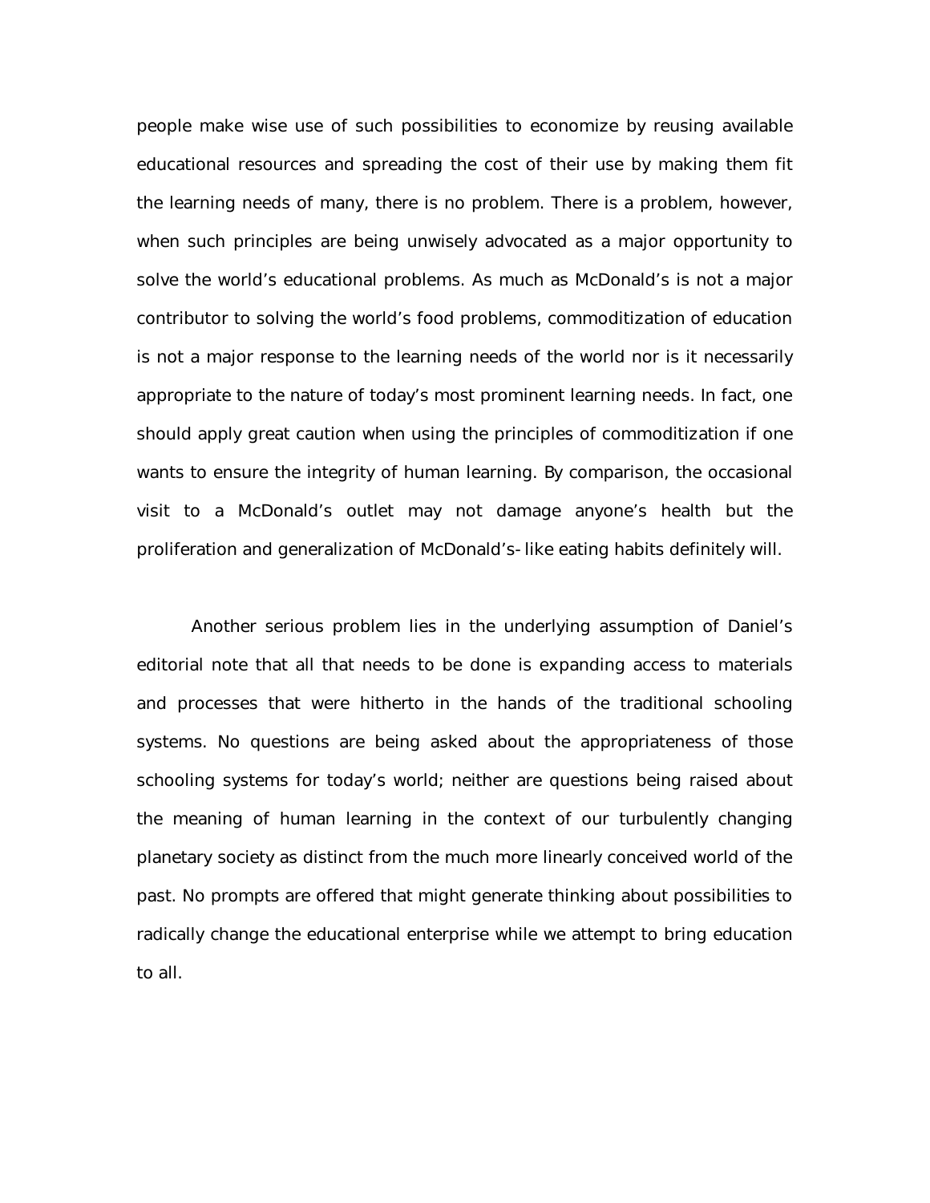people make wise use of such possibilities to economize by reusing available educational resources and spreading the cost of their use by making them fit the learning needs of many, there is no problem. There is a problem, however, when such principles are being unwisely advocated as a major opportunity to solve the world's educational problems. As much as McDonald's is not a major contributor to solving the world's food problems, commoditization of education is not a major response to the learning needs of the world nor is it necessarily appropriate to the nature of today's most prominent learning needs. In fact, one should apply great caution when using the principles of commoditization if one wants to ensure the integrity of human learning. By comparison, the occasional visit to a McDonald's outlet may not damage anyone's health but the proliferation and generalization of McDonald's-like eating habits definitely will.

Another serious problem lies in the underlying assumption of Daniel's editorial note that all that needs to be done is expanding access to materials and processes that were hitherto in the hands of the traditional schooling systems. No questions are being asked about the appropriateness of those schooling systems for today's world; neither are questions being raised about the meaning of human learning in the context of our turbulently changing planetary society as distinct from the much more linearly conceived world of the past. No prompts are offered that might generate thinking about possibilities to radically change the educational enterprise while we attempt to bring education to all.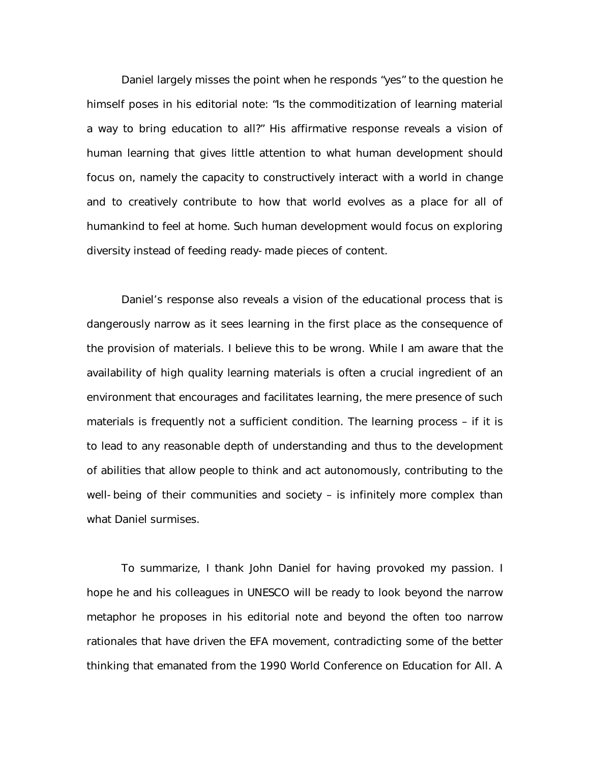Daniel largely misses the point when he responds "yes" to the question he himself poses in his editorial note: "Is the commoditization of learning material a way to bring education to all?" His affirmative response reveals a vision of human learning that gives little attention to what human development should focus on, namely the capacity to constructively interact with a world in change and to creatively contribute to how that world evolves as a place for all of humankind to feel at home. Such human development would focus on exploring diversity instead of feeding ready-made pieces of content.

Daniel's response also reveals a vision of the educational process that is dangerously narrow as it sees learning in the first place as the consequence of the provision of materials. I believe this to be wrong. While I am aware that the availability of high quality learning materials is often a crucial ingredient of an environment that encourages and facilitates learning, the mere presence of such materials is frequently not a sufficient condition. The learning process – if it is to lead to any reasonable depth of understanding and thus to the development of abilities that allow people to think and act autonomously, contributing to the well-being of their communities and society – is infinitely more complex than what Daniel surmises.

To summarize, I thank John Daniel for having provoked my passion. I hope he and his colleagues in UNESCO will be ready to look beyond the narrow metaphor he proposes in his editorial note and beyond the often too narrow rationales that have driven the EFA movement, contradicting some of the better thinking that emanated from the 1990 World Conference on Education for All. A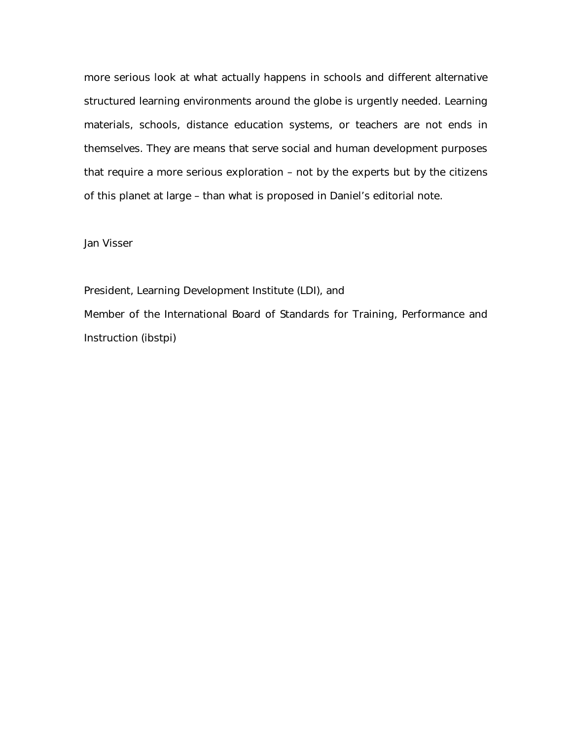more serious look at what actually happens in schools and different alternative structured learning environments around the globe is urgently needed. Learning materials, schools, distance education systems, or teachers are not ends in themselves. They are means that serve social and human development purposes that require a more serious exploration – not by the experts but by the citizens of this planet at large – than what is proposed in Daniel's editorial note.

Jan Visser

President, Learning Development Institute (LDI), and  
Member of the International Board of Standards for Training, Performance and Instruction (ibstpi)